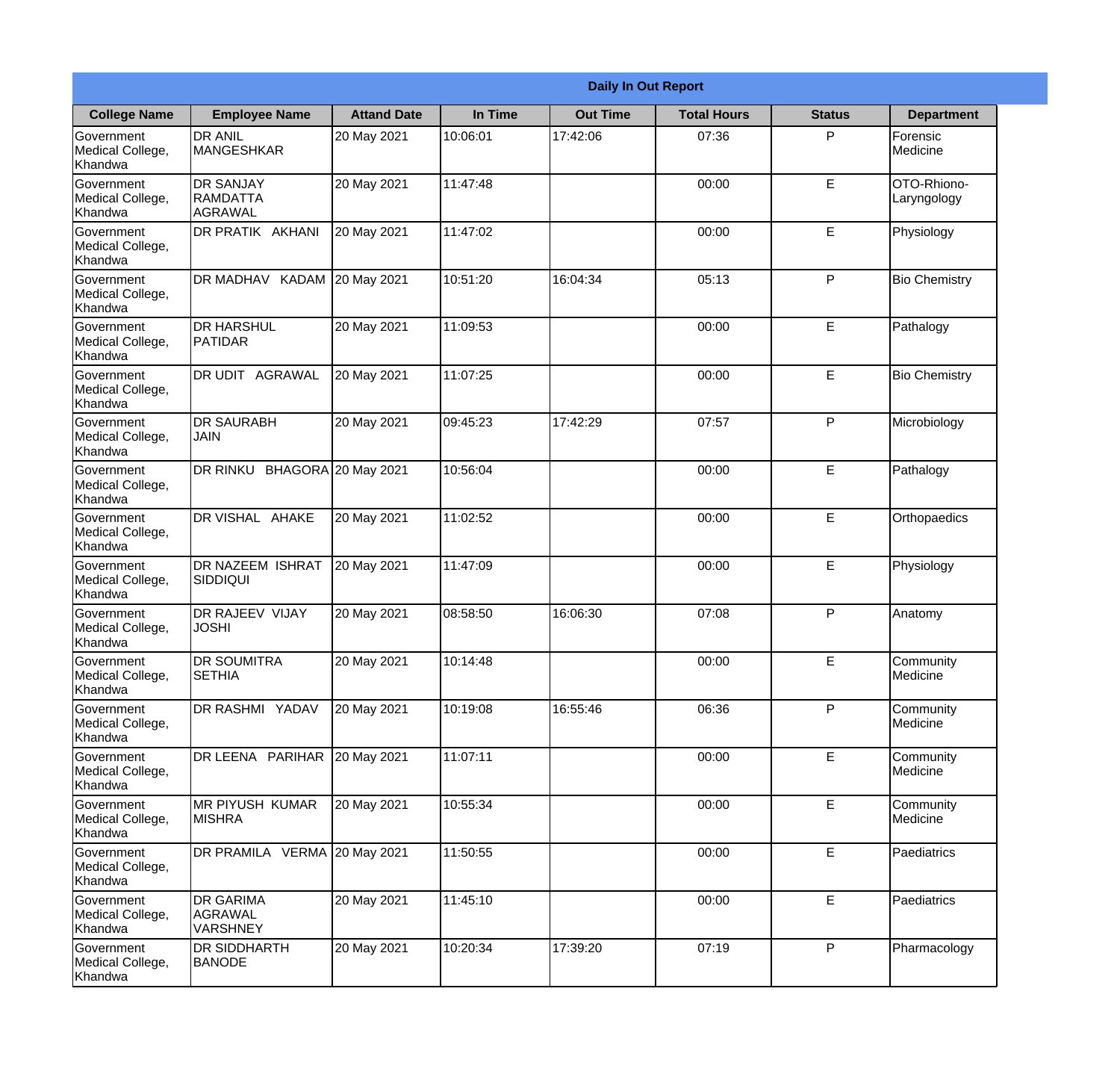| Daily In Out Report | | | | | | | |
|---|---|---|---|---|---|---|---|
| **College Name** | **Employee Name** | **Attand Date** | **In Time** | **Out Time** | **Total Hours** | **Status** | **Department** |
| Government Medical College, Khandwa | DR ANIL MANGESHKAR | 20 May 2021 | 10:06:01 | 17:42:06 | 07:36 | P | Forensic Medicine |
| Government Medical College, Khandwa | DR SANJAY RAMDATTA AGRAWAL | 20 May 2021 | 11:47:48 | | 00:00 | E | OTO-Rhiono-Laryngology |
| Government Medical College, Khandwa | DR PRATIK AKHANI | 20 May 2021 | 11:47:02 | | 00:00 | E | Physiology |
| Government Medical College, Khandwa | DR MADHAV KADAM | 20 May 2021 | 10:51:20 | 16:04:34 | 05:13 | P | Bio Chemistry |
| Government Medical College, Khandwa | DR HARSHUL PATIDAR | 20 May 2021 | 11:09:53 | | 00:00 | E | Pathalogy |
| Government Medical College, Khandwa | DR UDIT AGRAWAL | 20 May 2021 | 11:07:25 | | 00:00 | E | Bio Chemistry |
| Government Medical College, Khandwa | DR SAURABH JAIN | 20 May 2021 | 09:45:23 | 17:42:29 | 07:57 | P | Microbiology |
| Government Medical College, Khandwa | DR RINKU BHAGORA | 20 May 2021 | 10:56:04 | | 00:00 | E | Pathalogy |
| Government Medical College, Khandwa | DR VISHAL AHAKE | 20 May 2021 | 11:02:52 | | 00:00 | E | Orthopaedics |
| Government Medical College, Khandwa | DR NAZEEM ISHRAT SIDDIQUI | 20 May 2021 | 11:47:09 | | 00:00 | E | Physiology |
| Government Medical College, Khandwa | DR RAJEEV VIJAY JOSHI | 20 May 2021 | 08:58:50 | 16:06:30 | 07:08 | P | Anatomy |
| Government Medical College, Khandwa | DR SOUMITRA SETHIA | 20 May 2021 | 10:14:48 | | 00:00 | E | Community Medicine |
| Government Medical College, Khandwa | DR RASHMI YADAV | 20 May 2021 | 10:19:08 | 16:55:46 | 06:36 | P | Community Medicine |
| Government Medical College, Khandwa | DR LEENA PARIHAR | 20 May 2021 | 11:07:11 | | 00:00 | E | Community Medicine |
| Government Medical College, Khandwa | MR PIYUSH KUMAR MISHRA | 20 May 2021 | 10:55:34 | | 00:00 | E | Community Medicine |
| Government Medical College, Khandwa | DR PRAMILA VERMA | 20 May 2021 | 11:50:55 | | 00:00 | E | Paediatrics |
| Government Medical College, Khandwa | DR GARIMA AGRAWAL VARSHNEY | 20 May 2021 | 11:45:10 | | 00:00 | E | Paediatrics |
| Government Medical College, Khandwa | DR SIDDHARTH BANODE | 20 May 2021 | 10:20:34 | 17:39:20 | 07:19 | P | Pharmacology |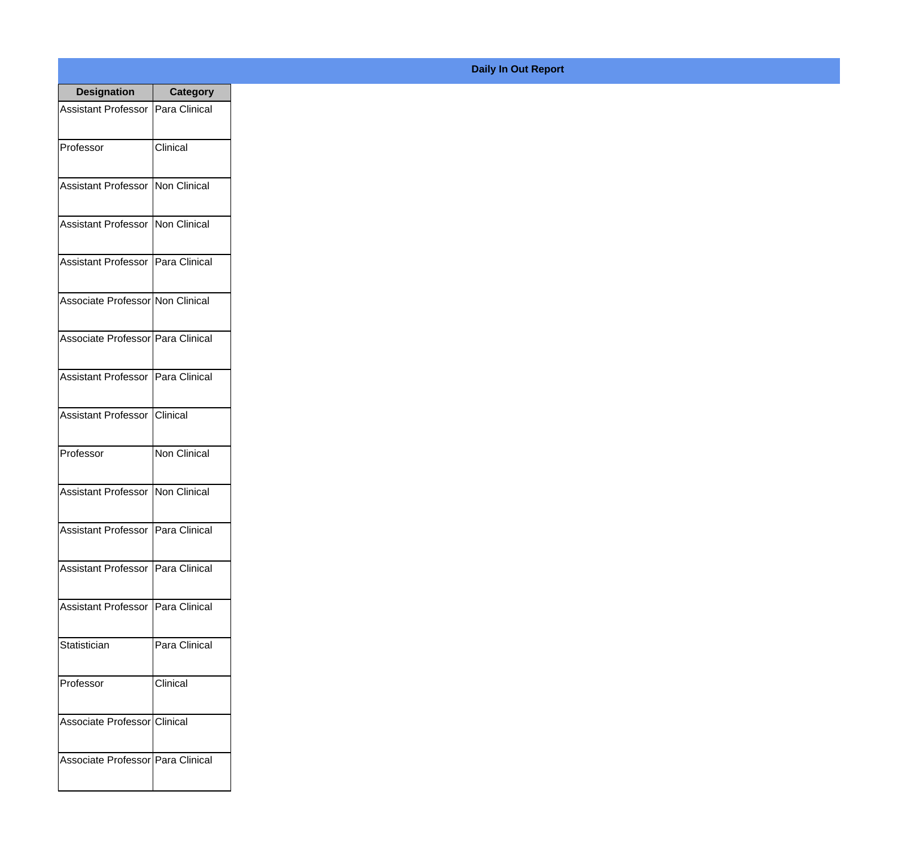**Daily In Out Report**

| Designation | Category |
|---|---|
| Assistant Professor | Para Clinical |
| Professor | Clinical |
| Assistant Professor | Non Clinical |
| Assistant Professor | Non Clinical |
| Assistant Professor | Para Clinical |
| Associate Professor | Non Clinical |
| Associate Professor | Para Clinical |
| Assistant Professor | Para Clinical |
| Assistant Professor | Clinical |
| Professor | Non Clinical |
| Assistant Professor | Non Clinical |
| Assistant Professor | Para Clinical |
| Assistant Professor | Para Clinical |
| Assistant Professor | Para Clinical |
| Statistician | Para Clinical |
| Professor | Clinical |
| Associate Professor | Clinical |
| Associate Professor | Para Clinical |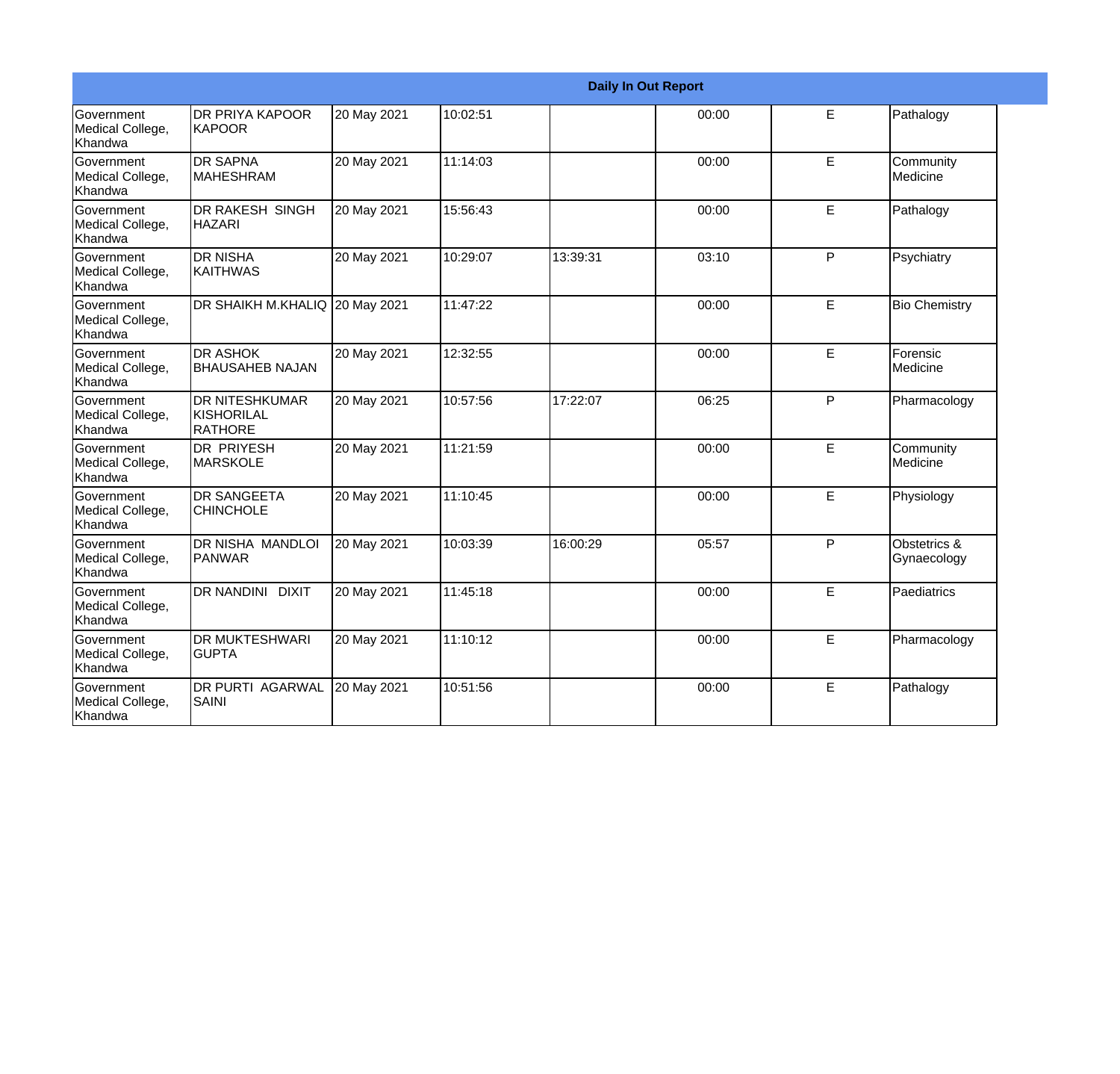**Daily In Out Report**

| | | | | | | | |
|---|---|---|---|---|---|---|---|
| Government Medical College, Khandwa | DR PRIYA KAPOOR KAPOOR | 20 May 2021 | 10:02:51 | | 00:00 | E | Pathalogy |
| Government Medical College, Khandwa | DR SAPNA MAHESHRAM | 20 May 2021 | 11:14:03 | | 00:00 | E | Community Medicine |
| Government Medical College, Khandwa | DR RAKESH SINGH HAZARI | 20 May 2021 | 15:56:43 | | 00:00 | E | Pathalogy |
| Government Medical College, Khandwa | DR NISHA KAITHWAS | 20 May 2021 | 10:29:07 | 13:39:31 | 03:10 | P | Psychiatry |
| Government Medical College, Khandwa | DR SHAIKH M.KHALIQ | 20 May 2021 | 11:47:22 | | 00:00 | E | Bio Chemistry |
| Government Medical College, Khandwa | DR ASHOK BHAUSAHEB NAJAN | 20 May 2021 | 12:32:55 | | 00:00 | E | Forensic Medicine |
| Government Medical College, Khandwa | DR NITESHKUMAR KISHORILAL RATHORE | 20 May 2021 | 10:57:56 | 17:22:07 | 06:25 | P | Pharmacology |
| Government Medical College, Khandwa | DR PRIYESH MARSKOLE | 20 May 2021 | 11:21:59 | | 00:00 | E | Community Medicine |
| Government Medical College, Khandwa | DR SANGEETA CHINCHOLE | 20 May 2021 | 11:10:45 | | 00:00 | E | Physiology |
| Government Medical College, Khandwa | DR NISHA MANDLOI PANWAR | 20 May 2021 | 10:03:39 | 16:00:29 | 05:57 | P | Obstetrics & Gynaecology |
| Government Medical College, Khandwa | DR NANDINI DIXIT | 20 May 2021 | 11:45:18 | | 00:00 | E | Paediatrics |
| Government Medical College, Khandwa | DR MUKTESHWARI GUPTA | 20 May 2021 | 11:10:12 | | 00:00 | E | Pharmacology |
| Government Medical College, Khandwa | DR PURTI AGARWAL SAINI | 20 May 2021 | 10:51:56 | | 00:00 | E | Pathalogy |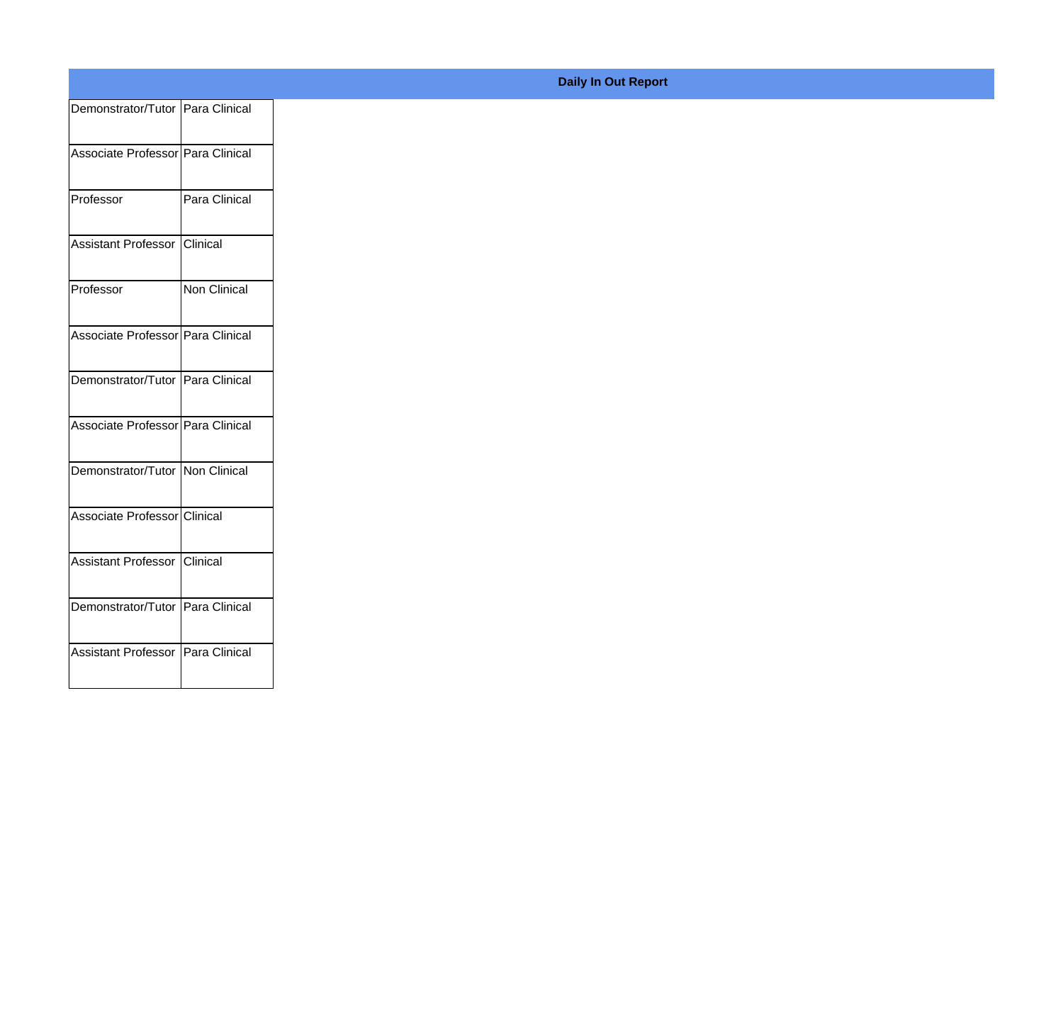**Daily In Out Report**

| | |
|---|---|
| Demonstrator/Tutor | Para Clinical |
| Associate Professor | Para Clinical |
| Professor | Para Clinical |
| Assistant Professor | Clinical |
| Professor | Non Clinical |
| Associate Professor | Para Clinical |
| Demonstrator/Tutor | Para Clinical |
| Associate Professor | Para Clinical |
| Demonstrator/Tutor | Non Clinical |
| Associate Professor | Clinical |
| Assistant Professor | Clinical |
| Demonstrator/Tutor | Para Clinical |
| Assistant Professor | Para Clinical |